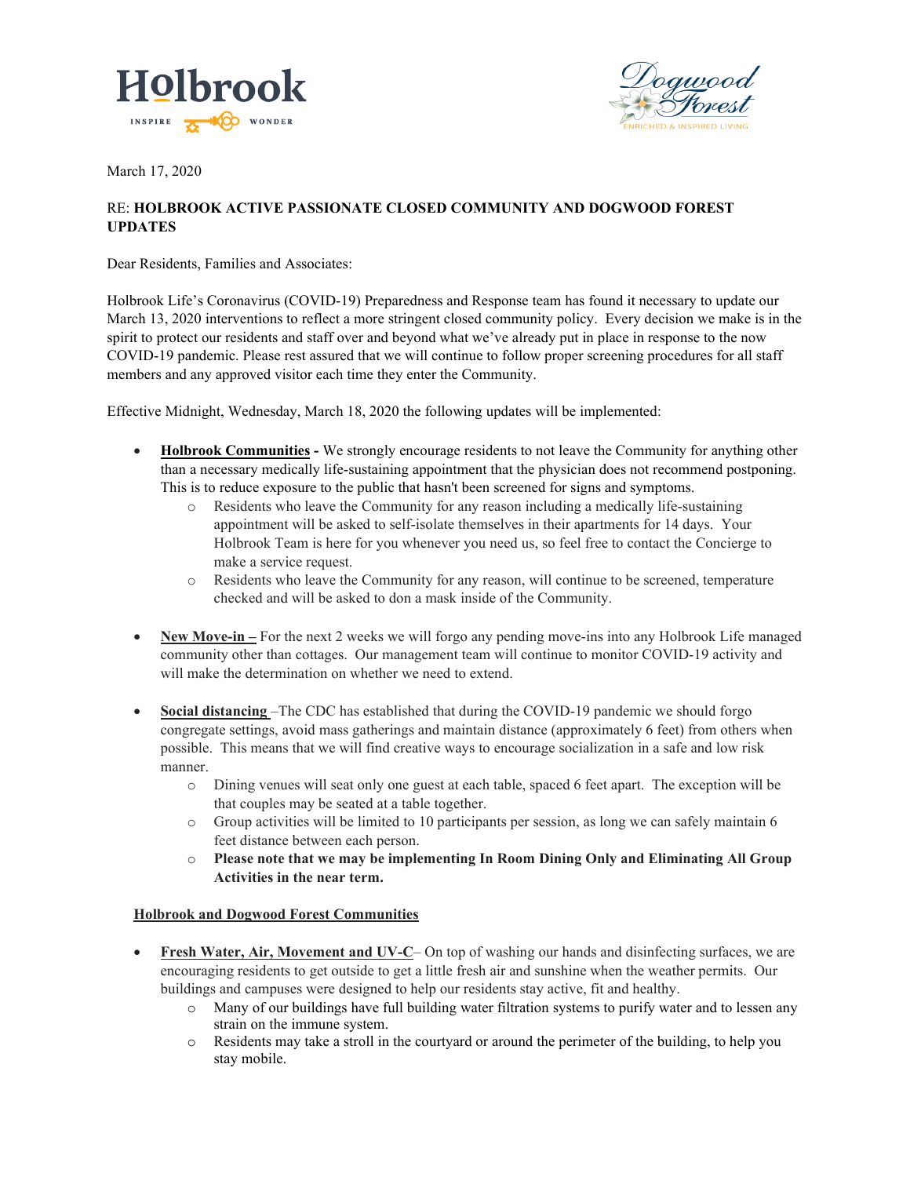Holbrook INSPIRE WONDER

Dogwood Forest ENRICHED & INSPIRED LIVING

March 17, 2020

RE: **HOLBROOK ACTIVE PASSIONATE CLOSED COMMUNITY AND DOGWOOD FOREST UPDATES**

Dear Residents, Families and Associates:

Holbrook Life's Coronavirus (COVID-19) Preparedness and Response team has found it necessary to update our March 13, 2020 interventions to reflect a more stringent closed community policy. Every decision we make is in the spirit to protect our residents and staff over and beyond what we've already put in place in response to the now COVID-19 pandemic. Please rest assured that we will continue to follow proper screening procedures for all staff members and any approved visitor each time they enter the Community.

Effective Midnight, Wednesday, March 18, 2020 the following updates will be implemented:

- **Holbrook Communities -** We strongly encourage residents to not leave the Community for anything other than a necessary medically life-sustaining appointment that the physician does not recommend postponing. This is to reduce exposure to the public that hasn't been screened for signs and symptoms.
  - Residents who leave the Community for any reason including a medically life-sustaining appointment will be asked to self-isolate themselves in their apartments for 14 days. Your Holbrook Team is here for you whenever you need us, so feel free to contact the Concierge to make a service request.
  - Residents who leave the Community for any reason, will continue to be screened, temperature checked and will be asked to don a mask inside of the Community.

- **New Move-in –** For the next 2 weeks we will forgo any pending move-ins into any Holbrook Life managed community other than cottages. Our management team will continue to monitor COVID-19 activity and will make the determination on whether we need to extend.

- **Social distancing** –The CDC has established that during the COVID-19 pandemic we should forgo congregate settings, avoid mass gatherings and maintain distance (approximately 6 feet) from others when possible. This means that we will find creative ways to encourage socialization in a safe and low risk manner.
  - Dining venues will seat only one guest at each table, spaced 6 feet apart. The exception will be that couples may be seated at a table together.
  - Group activities will be limited to 10 participants per session, as long we can safely maintain 6 feet distance between each person.
  - **Please note that we may be implementing In Room Dining Only and Eliminating All Group Activities in the near term.**

**Holbrook and Dogwood Forest Communities**

- **Fresh Water, Air, Movement and UV-C**– On top of washing our hands and disinfecting surfaces, we are encouraging residents to get outside to get a little fresh air and sunshine when the weather permits. Our buildings and campuses were designed to help our residents stay active, fit and healthy.
  - Many of our buildings have full building water filtration systems to purify water and to lessen any strain on the immune system.
  - Residents may take a stroll in the courtyard or around the perimeter of the building, to help you stay mobile.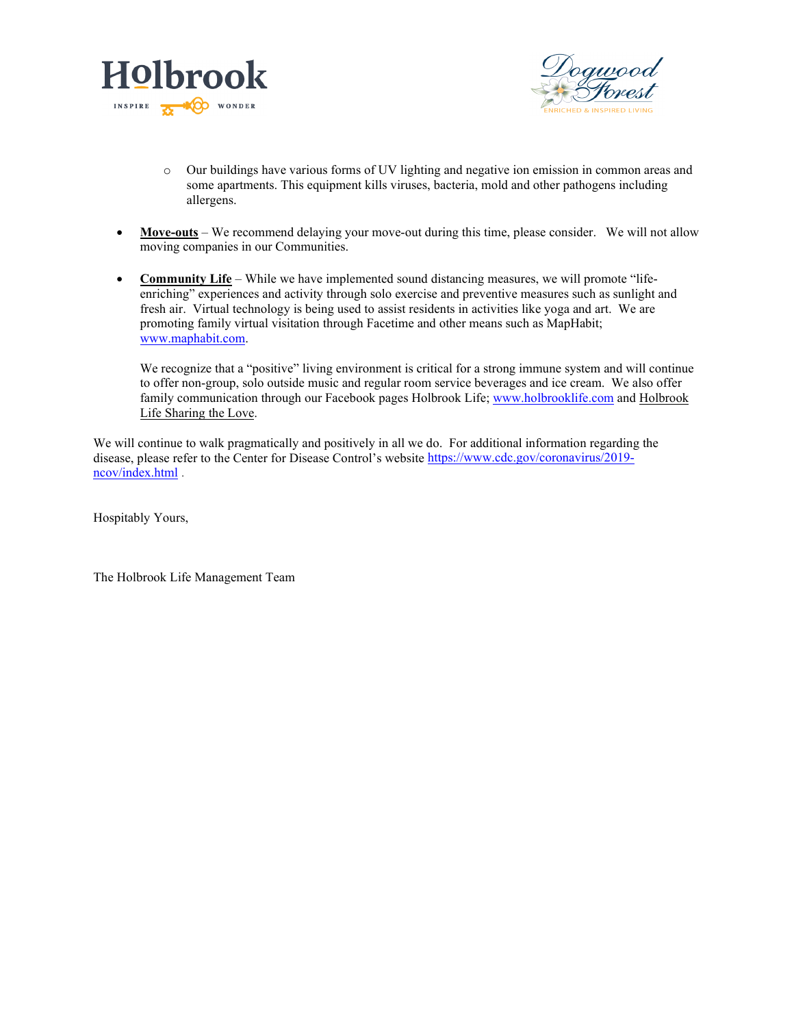- Our buildings have various forms of UV lighting and negative ion emission in common areas and some apartments. This equipment kills viruses, bacteria, mold and other pathogens including allergens.

- **Move-outs** – We recommend delaying your move-out during this time, please consider. We will not allow moving companies in our Communities.

- **Community Life** – While we have implemented sound distancing measures, we will promote "life-enriching" experiences and activity through solo exercise and preventive measures such as sunlight and fresh air. Virtual technology is being used to assist residents in activities like yoga and art. We are promoting family virtual visitation through Facetime and other means such as MapHabit; www.maphabit.com.

  We recognize that a "positive" living environment is critical for a strong immune system and will continue to offer non-group, solo outside music and regular room service beverages and ice cream. We also offer family communication through our Facebook pages Holbrook Life; www.holbrooklife.com and Holbrook Life Sharing the Love.

We will continue to walk pragmatically and positively in all we do. For additional information regarding the disease, please refer to the Center for Disease Control's website https://www.cdc.gov/coronavirus/2019-ncov/index.html .

Hospitably Yours,

The Holbrook Life Management Team